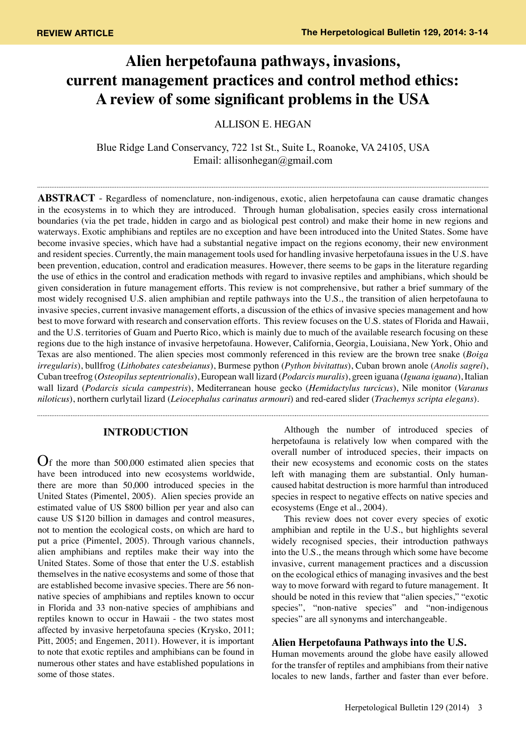REVIEW ARTICLE

# Alien herpetofauna pathways, invasions, current management practices and control method ethics: A review of some significant problems in the USA

ALLISON E. HEGAN

Blue Ridge Land Conservancy, 722 1st St., Suite L, Roanoke, VA 24105, USA
Email: allisonhegan@gmail.com

**ABSTRACT** - Regardless of nomenclature, non-indigenous, exotic, alien herpetofauna can cause dramatic changes in the ecosystems in to which they are introduced. Through human globalisation, species easily cross international boundaries (via the pet trade, hidden in cargo and as biological pest control) and make their home in new regions and waterways. Exotic amphibians and reptiles are no exception and have been introduced into the United States. Some have become invasive species, which have had a substantial negative impact on the regions economy, their new environment and resident species. Currently, the main management tools used for handling invasive herpetofauna issues in the U.S. have been prevention, education, control and eradication measures. However, there seems to be gaps in the literature regarding the use of ethics in the control and eradication methods with regard to invasive reptiles and amphibians, which should be given consideration in future management efforts. This review is not comprehensive, but rather a brief summary of the most widely recognised U.S. alien amphibian and reptile pathways into the U.S., the transition of alien herpetofauna to invasive species, current invasive management efforts, a discussion of the ethics of invasive species management and how best to move forward with research and conservation efforts. This review focuses on the U.S. states of Florida and Hawaii, and the U.S. territories of Guam and Puerto Rico, which is mainly due to much of the available research focusing on these regions due to the high instance of invasive herpetofauna. However, California, Georgia, Louisiana, New York, Ohio and Texas are also mentioned. The alien species most commonly referenced in this review are the brown tree snake (*Boiga irregularis*), bullfrog (*Lithobates catesbeianus*), Burmese python (*Python bivitattus*), Cuban brown anole (*Anolis sagrei*), Cuban treefrog (*Osteopilus septentrionalis*), European wall lizard (*Podarcis muralis*), green iguana (*Iguana iguana*), Italian wall lizard (*Podarcis sicula campestris*), Mediterranean house gecko (*Hemidactylus turcicus*), Nile monitor (*Varanus niloticus*), northern curlytail lizard (*Leiocephalus carinatus armouri*) and red-eared slider (*Trachemys scripta elegans*).

## INTRODUCTION

Of the more than 500,000 estimated alien species that have been introduced into new ecosystems worldwide, there are more than 50,000 introduced species in the United States (Pimentel, 2005). Alien species provide an estimated value of US $800 billion per year and also can cause US $120 billion in damages and control measures, not to mention the ecological costs, on which are hard to put a price (Pimentel, 2005). Through various channels, alien amphibians and reptiles make their way into the United States. Some of those that enter the U.S. establish themselves in the native ecosystems and some of those that are established become invasive species. There are 56 non-native species of amphibians and reptiles known to occur in Florida and 33 non-native species of amphibians and reptiles known to occur in Hawaii - the two states most affected by invasive herpetofauna species (Krysko, 2011; Pitt, 2005; and Engemen, 2011). However, it is important to note that exotic reptiles and amphibians can be found in numerous other states and have established populations in some of those states.

Although the number of introduced species of herpetofauna is relatively low when compared with the overall number of introduced species, their impacts on their new ecosystems and economic costs on the states left with managing them are substantial. Only human-caused habitat destruction is more harmful than introduced species in respect to negative effects on native species and ecosystems (Enge et al., 2004).

This review does not cover every species of exotic amphibian and reptile in the U.S., but highlights several widely recognised species, their introduction pathways into the U.S., the means through which some have become invasive, current management practices and a discussion on the ecological ethics of managing invasives and the best way to move forward with regard to future management. It should be noted in this review that "alien species," "exotic species", "non-native species" and "non-indigenous species" are all synonyms and interchangeable.

### Alien Herpetofauna Pathways into the U.S.

Human movements around the globe have easily allowed for the transfer of reptiles and amphibians from their native locales to new lands, farther and faster than ever before.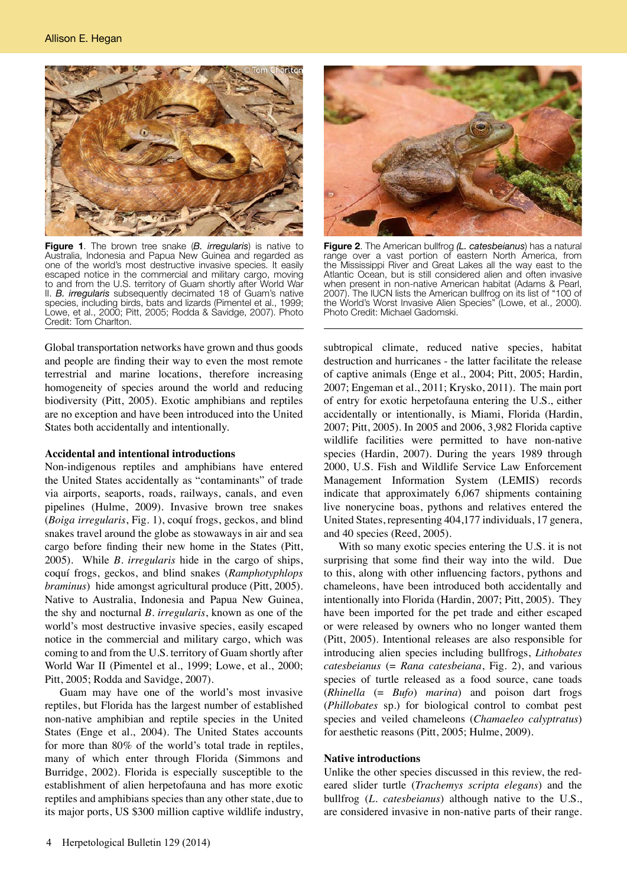**Figure 1**. The brown tree snake (*B. irregularis*) is native to Australia, Indonesia and Papua New Guinea and regarded as one of the world's most destructive invasive species. It easily escaped notice in the commercial and military cargo, moving to and from the U.S. territory of Guam shortly after World War II. *B. irregularis* subsequently decimated 18 of Guam's native species, including birds, bats and lizards (Pimentel et al., 1999; Lowe, et al., 2000; Pitt, 2005; Rodda & Savidge, 2007). Photo Credit: Tom Charlton.

**Figure 2**. The American bullfrog *(L. catesbeianus*) has a natural range over a vast portion of eastern North America, from the Mississippi River and Great Lakes all the way east to the Atlantic Ocean, but is still considered alien and often invasive when present in non-native American habitat (Adams & Pearl, 2007). The IUCN lists the American bullfrog on its list of "100 of the World's Worst Invasive Alien Species" (Lowe, et al., 2000). Photo Credit: Michael Gadomski.

Global transportation networks have grown and thus goods and people are finding their way to even the most remote terrestrial and marine locations, therefore increasing homogeneity of species around the world and reducing biodiversity (Pitt, 2005). Exotic amphibians and reptiles are no exception and have been introduced into the United States both accidentally and intentionally.

### Accidental and intentional introductions

Non-indigenous reptiles and amphibians have entered the United States accidentally as "contaminants" of trade via airports, seaports, roads, railways, canals, and even pipelines (Hulme, 2009). Invasive brown tree snakes (*Boiga irregularis*, Fig. 1), coquí frogs, geckos, and blind snakes travel around the globe as stowaways in air and sea cargo before finding their new home in the States (Pitt, 2005). While *B. irregularis* hide in the cargo of ships, coquí frogs, geckos, and blind snakes (*Ramphotyphlops braminus*) hide amongst agricultural produce (Pitt, 2005). Native to Australia, Indonesia and Papua New Guinea, the shy and nocturnal *B. irregularis*, known as one of the world's most destructive invasive species, easily escaped notice in the commercial and military cargo, which was coming to and from the U.S. territory of Guam shortly after World War II (Pimentel et al., 1999; Lowe, et al., 2000; Pitt, 2005; Rodda and Savidge, 2007).

Guam may have one of the world's most invasive reptiles, but Florida has the largest number of established non-native amphibian and reptile species in the United States (Enge et al., 2004). The United States accounts for more than 80% of the world's total trade in reptiles, many of which enter through Florida (Simmons and Burridge, 2002). Florida is especially susceptible to the establishment of alien herpetofauna and has more exotic reptiles and amphibians species than any other state, due to its major ports, US \$300 million captive wildlife industry, subtropical climate, reduced native species, habitat destruction and hurricanes - the latter facilitate the release of captive animals (Enge et al., 2004; Pitt, 2005; Hardin, 2007; Engeman et al., 2011; Krysko, 2011). The main port of entry for exotic herpetofauna entering the U.S., either accidentally or intentionally, is Miami, Florida (Hardin, 2007; Pitt, 2005). In 2005 and 2006, 3,982 Florida captive wildlife facilities were permitted to have non-native species (Hardin, 2007). During the years 1989 through 2000, U.S. Fish and Wildlife Service Law Enforcement Management Information System (LEMIS) records indicate that approximately 6,067 shipments containing live nonerycine boas, pythons and relatives entered the United States, representing 404,177 individuals, 17 genera, and 40 species (Reed, 2005).

With so many exotic species entering the U.S. it is not surprising that some find their way into the wild. Due to this, along with other influencing factors, pythons and chameleons, have been introduced both accidentally and intentionally into Florida (Hardin, 2007; Pitt, 2005). They have been imported for the pet trade and either escaped or were released by owners who no longer wanted them (Pitt, 2005). Intentional releases are also responsible for introducing alien species including bullfrogs, *Lithobates catesbeianus* (= *Rana catesbeiana*, Fig. 2), and various species of turtle released as a food source, cane toads (*Rhinella* (= *Bufo*) *marina*) and poison dart frogs (*Phillobates* sp.) for biological control to combat pest species and veiled chameleons (*Chamaeleo calyptratus*) for aesthetic reasons (Pitt, 2005; Hulme, 2009).

### Native introductions

Unlike the other species discussed in this review, the red-eared slider turtle (*Trachemys scripta elegans*) and the bullfrog (*L. catesbeianus*) although native to the U.S., are considered invasive in non-native parts of their range.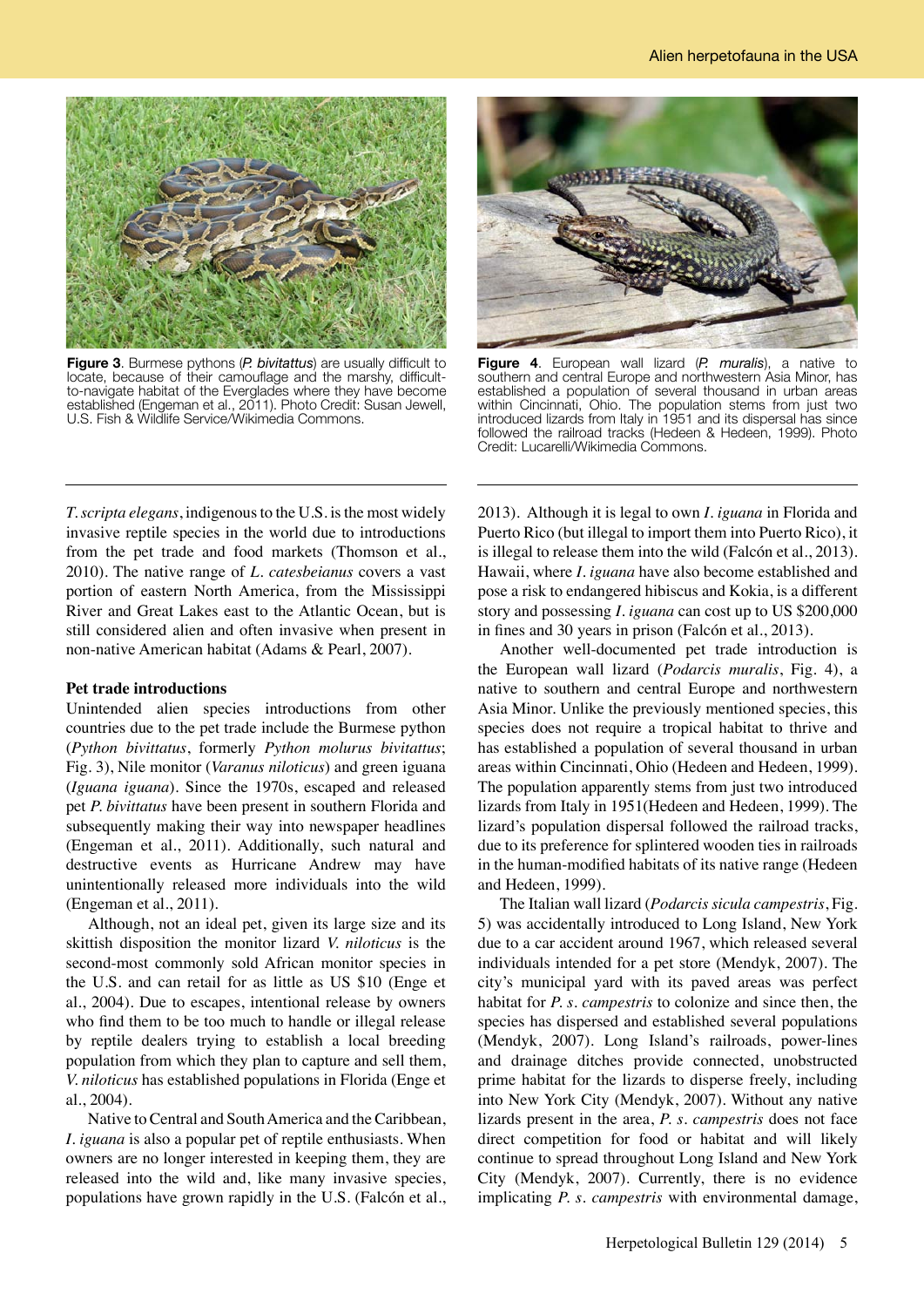**Figure 3**. Burmese pythons (*P. bivitattus*) are usually difficult to locate, because of their camouflage and the marshy, difficult-to-navigate habitat of the Everglades where they have become established (Engeman et al., 2011). Photo Credit: Susan Jewell, U.S. Fish & Wildlife Service/Wikimedia Commons.

**Figure 4**. European wall lizard (*P. muralis*), a native to southern and central Europe and northwestern Asia Minor, has established a population of several thousand in urban areas within Cincinnati, Ohio. The population stems from just two introduced lizards from Italy in 1951 and its dispersal has since followed the railroad tracks (Hedeen & Hedeen, 1999). Photo Credit: Lucarelli/Wikimedia Commons.

*T. scripta elegans*, indigenous to the U.S. is the most widely invasive reptile species in the world due to introductions from the pet trade and food markets (Thomson et al., 2010). The native range of *L. catesbeianus* covers a vast portion of eastern North America, from the Mississippi River and Great Lakes east to the Atlantic Ocean, but is still considered alien and often invasive when present in non-native American habitat (Adams & Pearl, 2007).

**Pet trade introductions**

Unintended alien species introductions from other countries due to the pet trade include the Burmese python (*Python bivittatus*, formerly *Python molurus bivitattus*; Fig. 3), Nile monitor (*Varanus niloticus*) and green iguana (*Iguana iguana*). Since the 1970s, escaped and released pet *P. bivittatus* have been present in southern Florida and subsequently making their way into newspaper headlines (Engeman et al., 2011). Additionally, such natural and destructive events as Hurricane Andrew may have unintentionally released more individuals into the wild (Engeman et al., 2011).

Although, not an ideal pet, given its large size and its skittish disposition the monitor lizard *V. niloticus* is the second-most commonly sold African monitor species in the U.S. and can retail for as little as US $10 (Enge et al., 2004). Due to escapes, intentional release by owners who find them to be too much to handle or illegal release by reptile dealers trying to establish a local breeding population from which they plan to capture and sell them, *V. niloticus* has established populations in Florida (Enge et al., 2004).

Native to Central and South America and the Caribbean, *I. iguana* is also a popular pet of reptile enthusiasts. When owners are no longer interested in keeping them, they are released into the wild and, like many invasive species, populations have grown rapidly in the U.S. (Falcón et al., 2013). Although it is legal to own *I. iguana* in Florida and Puerto Rico (but illegal to import them into Puerto Rico), it is illegal to release them into the wild (Falcón et al., 2013). Hawaii, where *I. iguana* have also become established and pose a risk to endangered hibiscus and Kokia, is a different story and possessing *I. iguana* can cost up to US $200,000 in fines and 30 years in prison (Falcón et al., 2013).

Another well-documented pet trade introduction is the European wall lizard (*Podarcis muralis*, Fig. 4), a native to southern and central Europe and northwestern Asia Minor. Unlike the previously mentioned species, this species does not require a tropical habitat to thrive and has established a population of several thousand in urban areas within Cincinnati, Ohio (Hedeen and Hedeen, 1999). The population apparently stems from just two introduced lizards from Italy in 1951(Hedeen and Hedeen, 1999). The lizard's population dispersal followed the railroad tracks, due to its preference for splintered wooden ties in railroads in the human-modified habitats of its native range (Hedeen and Hedeen, 1999).

The Italian wall lizard (*Podarcis sicula campestris*, Fig. 5) was accidentally introduced to Long Island, New York due to a car accident around 1967, which released several individuals intended for a pet store (Mendyk, 2007). The city's municipal yard with its paved areas was perfect habitat for *P. s. campestris* to colonize and since then, the species has dispersed and established several populations (Mendyk, 2007). Long Island's railroads, power-lines and drainage ditches provide connected, unobstructed prime habitat for the lizards to disperse freely, including into New York City (Mendyk, 2007). Without any native lizards present in the area, *P. s. campestris* does not face direct competition for food or habitat and will likely continue to spread throughout Long Island and New York City (Mendyk, 2007). Currently, there is no evidence implicating *P. s. campestris* with environmental damage,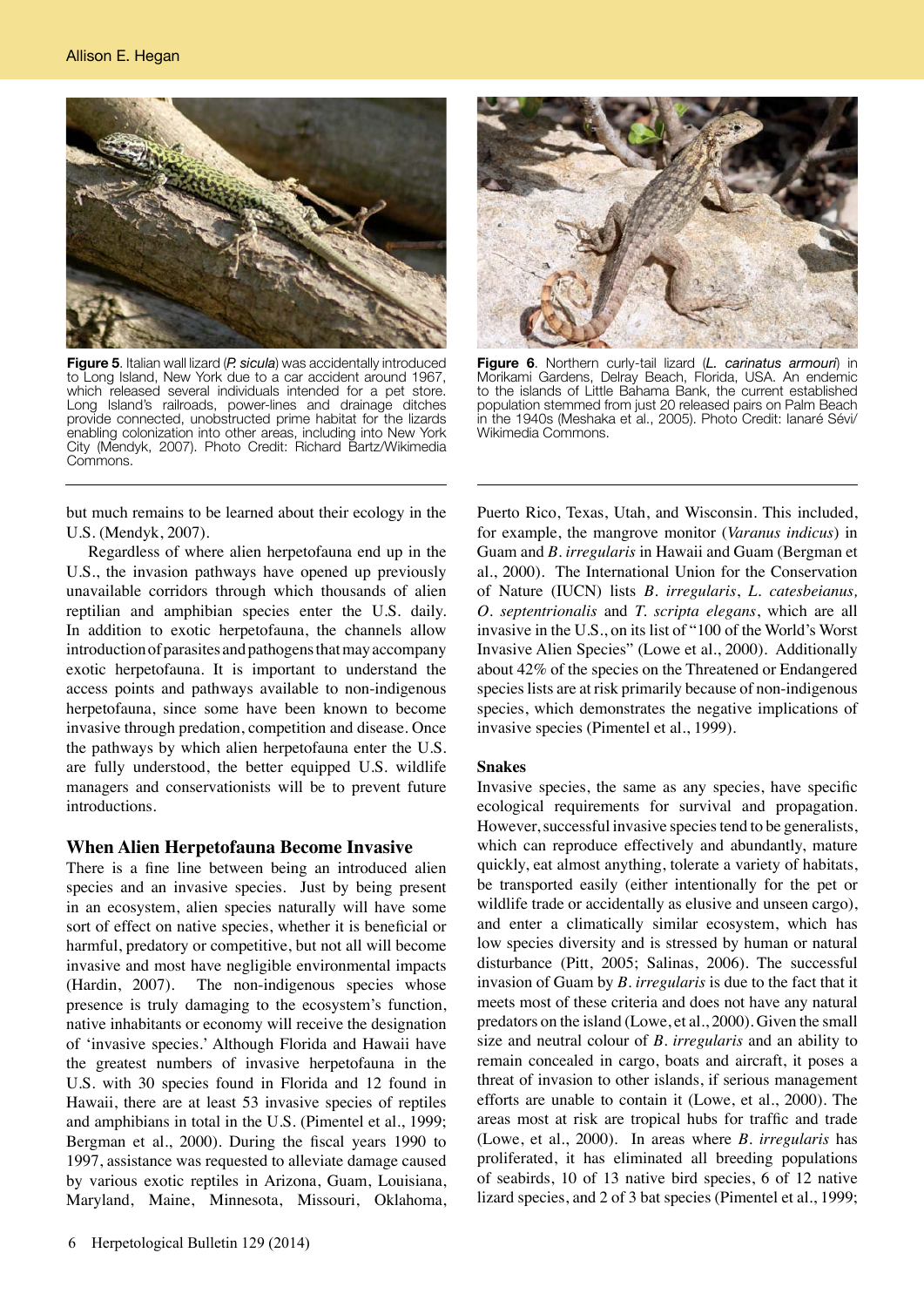**Figure 5**. Italian wall lizard (*P. sicula*) was accidentally introduced to Long Island, New York due to a car accident around 1967, which released several individuals intended for a pet store. Long Island's railroads, power-lines and drainage ditches provide connected, unobstructed prime habitat for the lizards enabling colonization into other areas, including into New York City (Mendyk, 2007). Photo Credit: Richard Bartz/Wikimedia Commons.

**Figure 6**. Northern curly-tail lizard (*L. carinatus armouri*) in Morikami Gardens, Delray Beach, Florida, USA. An endemic to the islands of Little Bahama Bank, the current established population stemmed from just 20 released pairs on Palm Beach in the 1940s (Meshaka et al., 2005). Photo Credit: Ianaré Sévi/ Wikimedia Commons.

but much remains to be learned about their ecology in the U.S. (Mendyk, 2007).

Regardless of where alien herpetofauna end up in the U.S., the invasion pathways have opened up previously unavailable corridors through which thousands of alien reptilian and amphibian species enter the U.S. daily. In addition to exotic herpetofauna, the channels allow introduction of parasites and pathogens that may accompany exotic herpetofauna. It is important to understand the access points and pathways available to non-indigenous herpetofauna, since some have been known to become invasive through predation, competition and disease. Once the pathways by which alien herpetofauna enter the U.S. are fully understood, the better equipped U.S. wildlife managers and conservationists will be to prevent future introductions.

## When Alien Herpetofauna Become Invasive

There is a fine line between being an introduced alien species and an invasive species. Just by being present in an ecosystem, alien species naturally will have some sort of effect on native species, whether it is beneficial or harmful, predatory or competitive, but not all will become invasive and most have negligible environmental impacts (Hardin, 2007). The non-indigenous species whose presence is truly damaging to the ecosystem's function, native inhabitants or economy will receive the designation of 'invasive species.' Although Florida and Hawaii have the greatest numbers of invasive herpetofauna in the U.S. with 30 species found in Florida and 12 found in Hawaii, there are at least 53 invasive species of reptiles and amphibians in total in the U.S. (Pimentel et al., 1999; Bergman et al., 2000). During the fiscal years 1990 to 1997, assistance was requested to alleviate damage caused by various exotic reptiles in Arizona, Guam, Louisiana, Maryland, Maine, Minnesota, Missouri, Oklahoma, Puerto Rico, Texas, Utah, and Wisconsin. This included, for example, the mangrove monitor (*Varanus indicus*) in Guam and *B. irregularis* in Hawaii and Guam (Bergman et al., 2000). The International Union for the Conservation of Nature (IUCN) lists *B. irregularis*, *L. catesbeianus, O. septentrionalis* and *T. scripta elegans*, which are all invasive in the U.S., on its list of "100 of the World's Worst Invasive Alien Species" (Lowe et al., 2000). Additionally about 42% of the species on the Threatened or Endangered species lists are at risk primarily because of non-indigenous species, which demonstrates the negative implications of invasive species (Pimentel et al., 1999).

### Snakes

Invasive species, the same as any species, have specific ecological requirements for survival and propagation. However, successful invasive species tend to be generalists, which can reproduce effectively and abundantly, mature quickly, eat almost anything, tolerate a variety of habitats, be transported easily (either intentionally for the pet or wildlife trade or accidentally as elusive and unseen cargo), and enter a climatically similar ecosystem, which has low species diversity and is stressed by human or natural disturbance (Pitt, 2005; Salinas, 2006). The successful invasion of Guam by *B. irregularis* is due to the fact that it meets most of these criteria and does not have any natural predators on the island (Lowe, et al., 2000). Given the small size and neutral colour of *B. irregularis* and an ability to remain concealed in cargo, boats and aircraft, it poses a threat of invasion to other islands, if serious management efforts are unable to contain it (Lowe, et al., 2000). The areas most at risk are tropical hubs for traffic and trade (Lowe, et al., 2000). In areas where *B. irregularis* has proliferated, it has eliminated all breeding populations of seabirds, 10 of 13 native bird species, 6 of 12 native lizard species, and 2 of 3 bat species (Pimentel et al., 1999;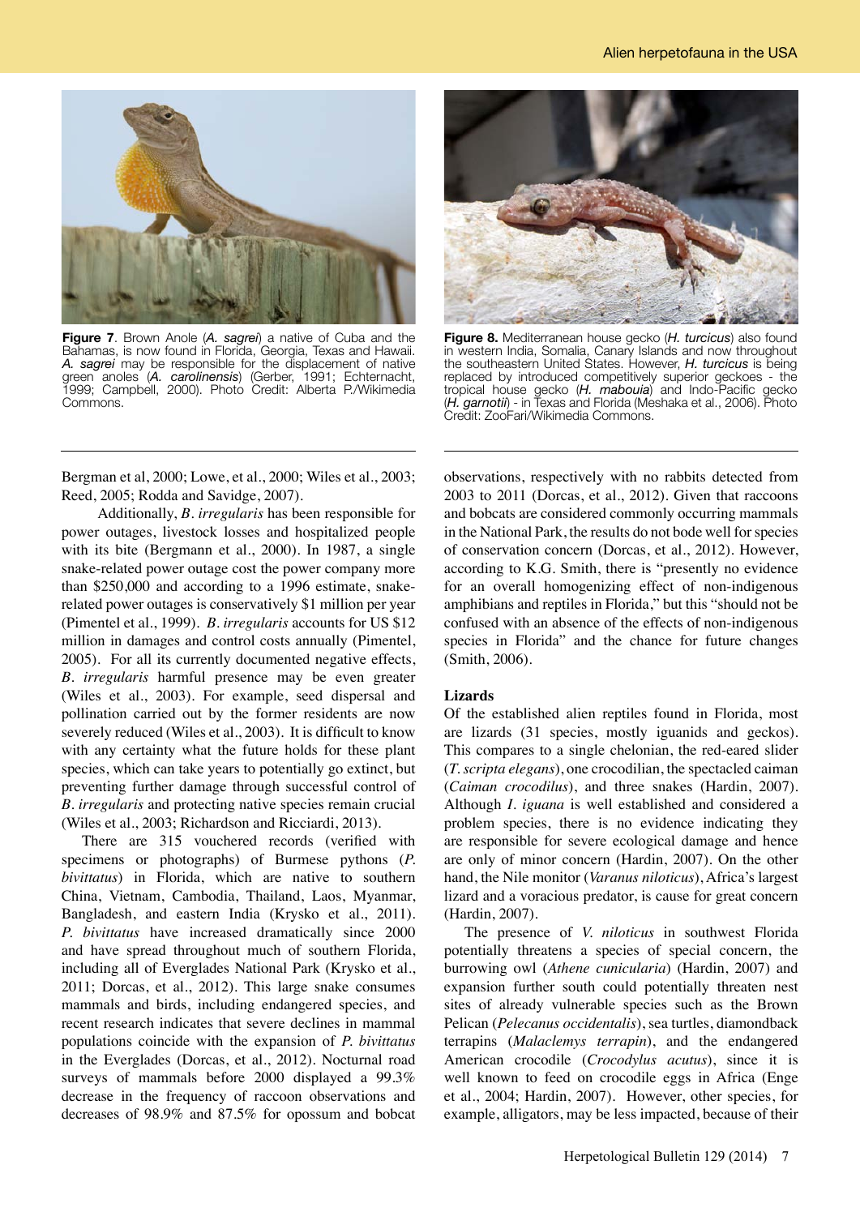**Figure 7**. Brown Anole (*A. sagrei*) a native of Cuba and the Bahamas, is now found in Florida, Georgia, Texas and Hawaii. *A. sagrei* may be responsible for the displacement of native green anoles (*A. carolinensis*) (Gerber, 1991; Echternacht, 1999; Campbell, 2000). Photo Credit: Alberta P./Wikimedia Commons.

**Figure 8.** Mediterranean house gecko (*H. turcicus*) also found in western India, Somalia, Canary Islands and now throughout the southeastern United States. However, *H. turcicus* is being replaced by introduced competitively superior geckoes - the tropical house gecko (*H. mabouia*) and Indo-Pacific gecko (*H. garnotii*) - in Texas and Florida (Meshaka et al., 2006). Photo Credit: ZooFari/Wikimedia Commons.

Bergman et al, 2000; Lowe, et al., 2000; Wiles et al., 2003; Reed, 2005; Rodda and Savidge, 2007).

Additionally, *B. irregularis* has been responsible for power outages, livestock losses and hospitalized people with its bite (Bergmann et al., 2000). In 1987, a single snake-related power outage cost the power company more than \$250,000 and according to a 1996 estimate, snake-related power outages is conservatively \$1 million per year (Pimentel et al., 1999). *B. irregularis* accounts for US \$12 million in damages and control costs annually (Pimentel, 2005). For all its currently documented negative effects, *B. irregularis* harmful presence may be even greater (Wiles et al., 2003). For example, seed dispersal and pollination carried out by the former residents are now severely reduced (Wiles et al., 2003). It is difficult to know with any certainty what the future holds for these plant species, which can take years to potentially go extinct, but preventing further damage through successful control of *B. irregularis* and protecting native species remain crucial (Wiles et al., 2003; Richardson and Ricciardi, 2013).

There are 315 vouchered records (verified with specimens or photographs) of Burmese pythons (*P. bivittatus*) in Florida, which are native to southern China, Vietnam, Cambodia, Thailand, Laos, Myanmar, Bangladesh, and eastern India (Krysko et al., 2011). *P. bivittatus* have increased dramatically since 2000 and have spread throughout much of southern Florida, including all of Everglades National Park (Krysko et al., 2011; Dorcas, et al., 2012). This large snake consumes mammals and birds, including endangered species, and recent research indicates that severe declines in mammal populations coincide with the expansion of *P. bivittatus* in the Everglades (Dorcas, et al., 2012). Nocturnal road surveys of mammals before 2000 displayed a 99.3% decrease in the frequency of raccoon observations and decreases of 98.9% and 87.5% for opossum and bobcat observations, respectively with no rabbits detected from 2003 to 2011 (Dorcas, et al., 2012). Given that raccoons and bobcats are considered commonly occurring mammals in the National Park, the results do not bode well for species of conservation concern (Dorcas, et al., 2012). However, according to K.G. Smith, there is "presently no evidence for an overall homogenizing effect of non-indigenous amphibians and reptiles in Florida," but this "should not be confused with an absence of the effects of non-indigenous species in Florida" and the chance for future changes (Smith, 2006).

### Lizards

Of the established alien reptiles found in Florida, most are lizards (31 species, mostly iguanids and geckos). This compares to a single chelonian, the red-eared slider (*T. scripta elegans*), one crocodilian, the spectacled caiman (*Caiman crocodilus*), and three snakes (Hardin, 2007). Although *I. iguana* is well established and considered a problem species, there is no evidence indicating they are responsible for severe ecological damage and hence are only of minor concern (Hardin, 2007). On the other hand, the Nile monitor (*Varanus niloticus*), Africa's largest lizard and a voracious predator, is cause for great concern (Hardin, 2007).

The presence of *V. niloticus* in southwest Florida potentially threatens a species of special concern, the burrowing owl (*Athene cunicularia*) (Hardin, 2007) and expansion further south could potentially threaten nest sites of already vulnerable species such as the Brown Pelican (*Pelecanus occidentalis*), sea turtles, diamondback terrapins (*Malaclemys terrapin*), and the endangered American crocodile (*Crocodylus acutus*), since it is well known to feed on crocodile eggs in Africa (Enge et al., 2004; Hardin, 2007). However, other species, for example, alligators, may be less impacted, because of their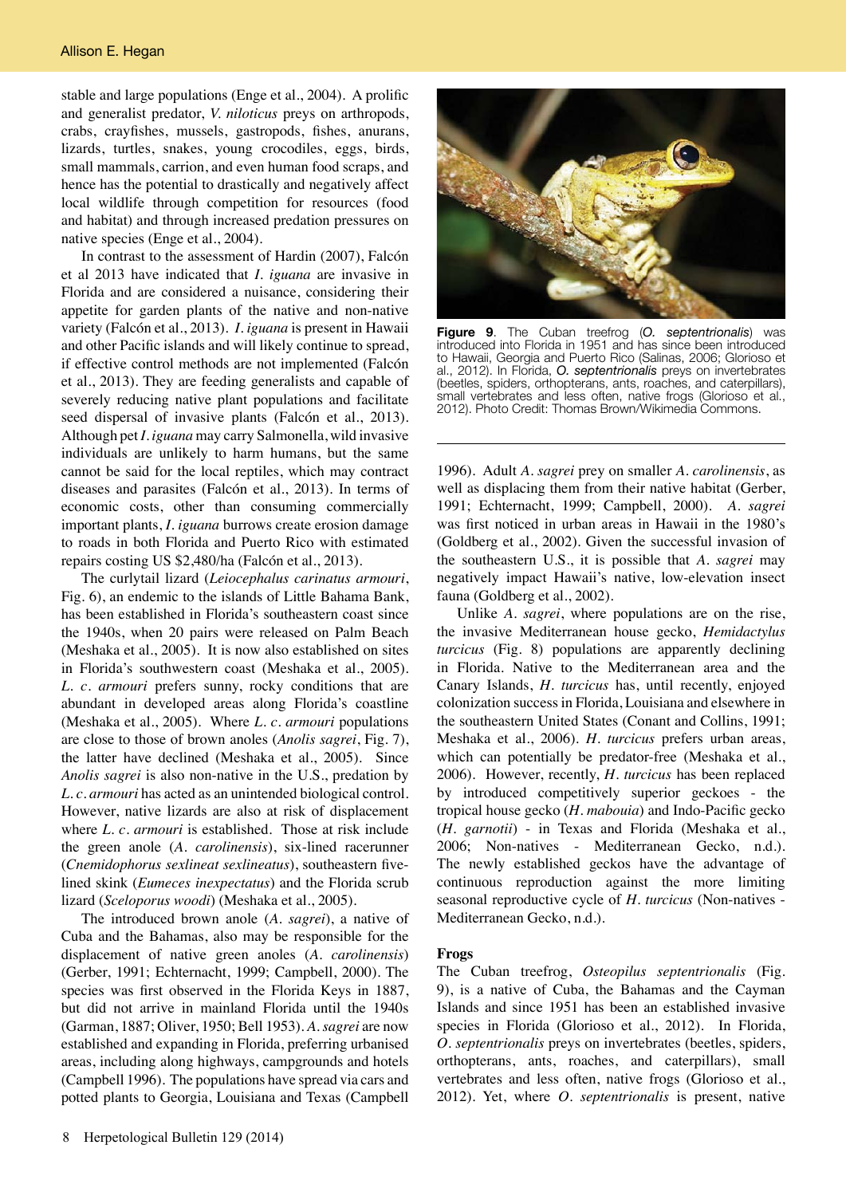stable and large populations (Enge et al., 2004). A prolific and generalist predator, *V. niloticus* preys on arthropods, crabs, crayfishes, mussels, gastropods, fishes, anurans, lizards, turtles, snakes, young crocodiles, eggs, birds, small mammals, carrion, and even human food scraps, and hence has the potential to drastically and negatively affect local wildlife through competition for resources (food and habitat) and through increased predation pressures on native species (Enge et al., 2004).

In contrast to the assessment of Hardin (2007), Falcón et al 2013 have indicated that *I. iguana* are invasive in Florida and are considered a nuisance, considering their appetite for garden plants of the native and non-native variety (Falcón et al., 2013). *I. iguana* is present in Hawaii and other Pacific islands and will likely continue to spread, if effective control methods are not implemented (Falcón et al., 2013). They are feeding generalists and capable of severely reducing native plant populations and facilitate seed dispersal of invasive plants (Falcón et al., 2013). Although pet *I. iguana* may carry Salmonella, wild invasive individuals are unlikely to harm humans, but the same cannot be said for the local reptiles, which may contract diseases and parasites (Falcón et al., 2013). In terms of economic costs, other than consuming commercially important plants, *I. iguana* burrows create erosion damage to roads in both Florida and Puerto Rico with estimated repairs costing US $2,480/ha (Falcón et al., 2013).

The curlytail lizard (*Leiocephalus carinatus armouri*, Fig. 6), an endemic to the islands of Little Bahama Bank, has been established in Florida's southeastern coast since the 1940s, when 20 pairs were released on Palm Beach (Meshaka et al., 2005). It is now also established on sites in Florida's southwestern coast (Meshaka et al., 2005). *L. c. armouri* prefers sunny, rocky conditions that are abundant in developed areas along Florida's coastline (Meshaka et al., 2005). Where *L. c. armouri* populations are close to those of brown anoles (*Anolis sagrei*, Fig. 7), the latter have declined (Meshaka et al., 2005). Since *Anolis sagrei* is also non-native in the U.S., predation by *L. c. armouri* has acted as an unintended biological control. However, native lizards are also at risk of displacement where *L. c. armouri* is established. Those at risk include the green anole (*A. carolinensis*), six-lined racerunner (*Cnemidophorus sexlineat sexlineatus*), southeastern five-lined skink (*Eumeces inexpectatus*) and the Florida scrub lizard (*Sceloporus woodi*) (Meshaka et al., 2005).

The introduced brown anole (*A. sagrei*), a native of Cuba and the Bahamas, also may be responsible for the displacement of native green anoles (*A. carolinensis*) (Gerber, 1991; Echternacht, 1999; Campbell, 2000). The species was first observed in the Florida Keys in 1887, but did not arrive in mainland Florida until the 1940s (Garman, 1887; Oliver, 1950; Bell 1953). *A. sagrei* are now established and expanding in Florida, preferring urbanised areas, including along highways, campgrounds and hotels (Campbell 1996). The populations have spread via cars and potted plants to Georgia, Louisiana and Texas (Campbell 1996). Adult *A. sagrei* prey on smaller *A. carolinensis*, as well as displacing them from their native habitat (Gerber, 1991; Echternacht, 1999; Campbell, 2000). *A. sagrei* was first noticed in urban areas in Hawaii in the 1980's (Goldberg et al., 2002). Given the successful invasion of the southeastern U.S., it is possible that *A. sagrei* may negatively impact Hawaii's native, low-elevation insect fauna (Goldberg et al., 2002).

**Figure 9**. The Cuban treefrog (*O. septentrionalis*) was introduced into Florida in 1951 and has since been introduced to Hawaii, Georgia and Puerto Rico (Salinas, 2006; Glorioso et al., 2012). In Florida, *O. septentrionalis* preys on invertebrates (beetles, spiders, orthopterans, ants, roaches, and caterpillars), small vertebrates and less often, native frogs (Glorioso et al., 2012). Photo Credit: Thomas Brown/Wikimedia Commons.

Unlike *A. sagrei*, where populations are on the rise, the invasive Mediterranean house gecko, *Hemidactylus turcicus* (Fig. 8) populations are apparently declining in Florida. Native to the Mediterranean area and the Canary Islands, *H. turcicus* has, until recently, enjoyed colonization success in Florida, Louisiana and elsewhere in the southeastern United States (Conant and Collins, 1991; Meshaka et al., 2006). *H. turcicus* prefers urban areas, which can potentially be predator-free (Meshaka et al., 2006). However, recently, *H. turcicus* has been replaced by introduced competitively superior geckoes - the tropical house gecko (*H. mabouia*) and Indo-Pacific gecko (*H. garnotii*) - in Texas and Florida (Meshaka et al., 2006; Non-natives - Mediterranean Gecko, n.d.). The newly established geckos have the advantage of continuous reproduction against the more limiting seasonal reproductive cycle of *H. turcicus* (Non-natives - Mediterranean Gecko, n.d.).

### Frogs

The Cuban treefrog, *Osteopilus septentrionalis* (Fig. 9), is a native of Cuba, the Bahamas and the Cayman Islands and since 1951 has been an established invasive species in Florida (Glorioso et al., 2012). In Florida, *O. septentrionalis* preys on invertebrates (beetles, spiders, orthopterans, ants, roaches, and caterpillars), small vertebrates and less often, native frogs (Glorioso et al., 2012). Yet, where *O. septentrionalis* is present, native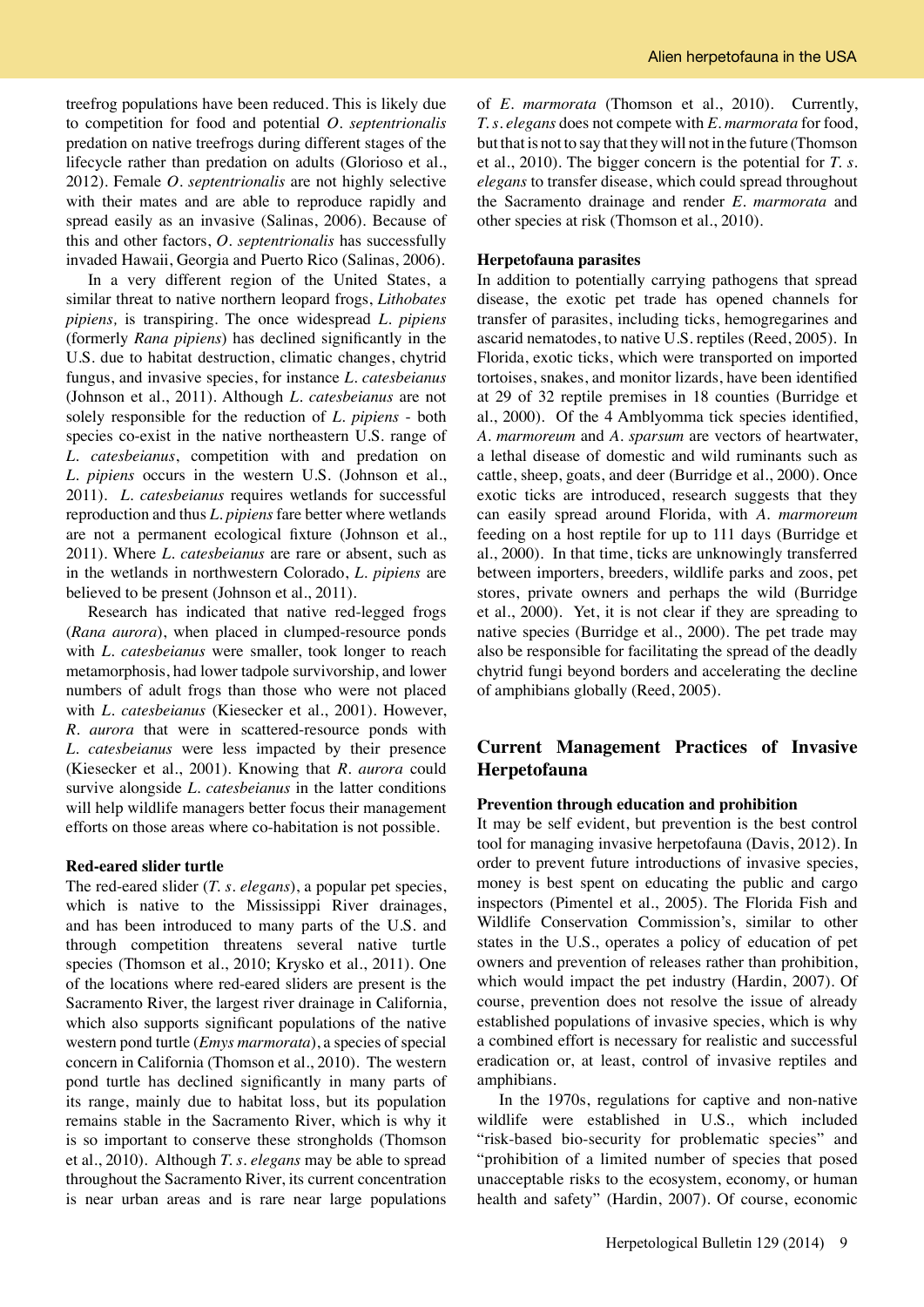treefrog populations have been reduced. This is likely due to competition for food and potential *O. septentrionalis* predation on native treefrogs during different stages of the lifecycle rather than predation on adults (Glorioso et al., 2012). Female *O. septentrionalis* are not highly selective with their mates and are able to reproduce rapidly and spread easily as an invasive (Salinas, 2006). Because of this and other factors, *O. septentrionalis* has successfully invaded Hawaii, Georgia and Puerto Rico (Salinas, 2006).

In a very different region of the United States, a similar threat to native northern leopard frogs, *Lithobates pipiens,* is transpiring. The once widespread *L. pipiens* (formerly *Rana pipiens*) has declined significantly in the U.S. due to habitat destruction, climatic changes, chytrid fungus, and invasive species, for instance *L. catesbeianus* (Johnson et al., 2011). Although *L. catesbeianus* are not solely responsible for the reduction of *L. pipiens* - both species co-exist in the native northeastern U.S. range of *L. catesbeianus*, competition with and predation on *L. pipiens* occurs in the western U.S. (Johnson et al., 2011). *L. catesbeianus* requires wetlands for successful reproduction and thus *L. pipiens* fare better where wetlands are not a permanent ecological fixture (Johnson et al., 2011). Where *L. catesbeianus* are rare or absent, such as in the wetlands in northwestern Colorado, *L. pipiens* are believed to be present (Johnson et al., 2011).

Research has indicated that native red-legged frogs (*Rana aurora*), when placed in clumped-resource ponds with *L. catesbeianus* were smaller, took longer to reach metamorphosis, had lower tadpole survivorship, and lower numbers of adult frogs than those who were not placed with *L. catesbeianus* (Kiesecker et al., 2001). However, *R. aurora* that were in scattered-resource ponds with *L. catesbeianus* were less impacted by their presence (Kiesecker et al., 2001). Knowing that *R. aurora* could survive alongside *L. catesbeianus* in the latter conditions will help wildlife managers better focus their management efforts on those areas where co-habitation is not possible.

**Red-eared slider turtle**

The red-eared slider (*T. s. elegans*), a popular pet species, which is native to the Mississippi River drainages, and has been introduced to many parts of the U.S. and through competition threatens several native turtle species (Thomson et al., 2010; Krysko et al., 2011). One of the locations where red-eared sliders are present is the Sacramento River, the largest river drainage in California, which also supports significant populations of the native western pond turtle (*Emys marmorata*), a species of special concern in California (Thomson et al., 2010). The western pond turtle has declined significantly in many parts of its range, mainly due to habitat loss, but its population remains stable in the Sacramento River, which is why it is so important to conserve these strongholds (Thomson et al., 2010). Although *T. s. elegans* may be able to spread throughout the Sacramento River, its current concentration is near urban areas and is rare near large populations of *E. marmorata* (Thomson et al., 2010). Currently, *T. s. elegans* does not compete with *E. marmorata* for food, but that is not to say that they will not in the future (Thomson et al., 2010). The bigger concern is the potential for *T. s. elegans* to transfer disease, which could spread throughout the Sacramento drainage and render *E. marmorata* and other species at risk (Thomson et al., 2010).

**Herpetofauna parasites**

In addition to potentially carrying pathogens that spread disease, the exotic pet trade has opened channels for transfer of parasites, including ticks, hemogregarines and ascarid nematodes, to native U.S. reptiles (Reed, 2005). In Florida, exotic ticks, which were transported on imported tortoises, snakes, and monitor lizards, have been identified at 29 of 32 reptile premises in 18 counties (Burridge et al., 2000). Of the 4 Amblyomma tick species identified, *A. marmoreum* and *A. sparsum* are vectors of heartwater, a lethal disease of domestic and wild ruminants such as cattle, sheep, goats, and deer (Burridge et al., 2000). Once exotic ticks are introduced, research suggests that they can easily spread around Florida, with *A. marmoreum* feeding on a host reptile for up to 111 days (Burridge et al., 2000). In that time, ticks are unknowingly transferred between importers, breeders, wildlife parks and zoos, pet stores, private owners and perhaps the wild (Burridge et al., 2000). Yet, it is not clear if they are spreading to native species (Burridge et al., 2000). The pet trade may also be responsible for facilitating the spread of the deadly chytrid fungi beyond borders and accelerating the decline of amphibians globally (Reed, 2005).

## Current Management Practices of Invasive Herpetofauna

**Prevention through education and prohibition**

It may be self evident, but prevention is the best control tool for managing invasive herpetofauna (Davis, 2012). In order to prevent future introductions of invasive species, money is best spent on educating the public and cargo inspectors (Pimentel et al., 2005). The Florida Fish and Wildlife Conservation Commission's, similar to other states in the U.S., operates a policy of education of pet owners and prevention of releases rather than prohibition, which would impact the pet industry (Hardin, 2007). Of course, prevention does not resolve the issue of already established populations of invasive species, which is why a combined effort is necessary for realistic and successful eradication or, at least, control of invasive reptiles and amphibians.

In the 1970s, regulations for captive and non-native wildlife were established in U.S., which included "risk-based bio-security for problematic species" and "prohibition of a limited number of species that posed unacceptable risks to the ecosystem, economy, or human health and safety" (Hardin, 2007). Of course, economic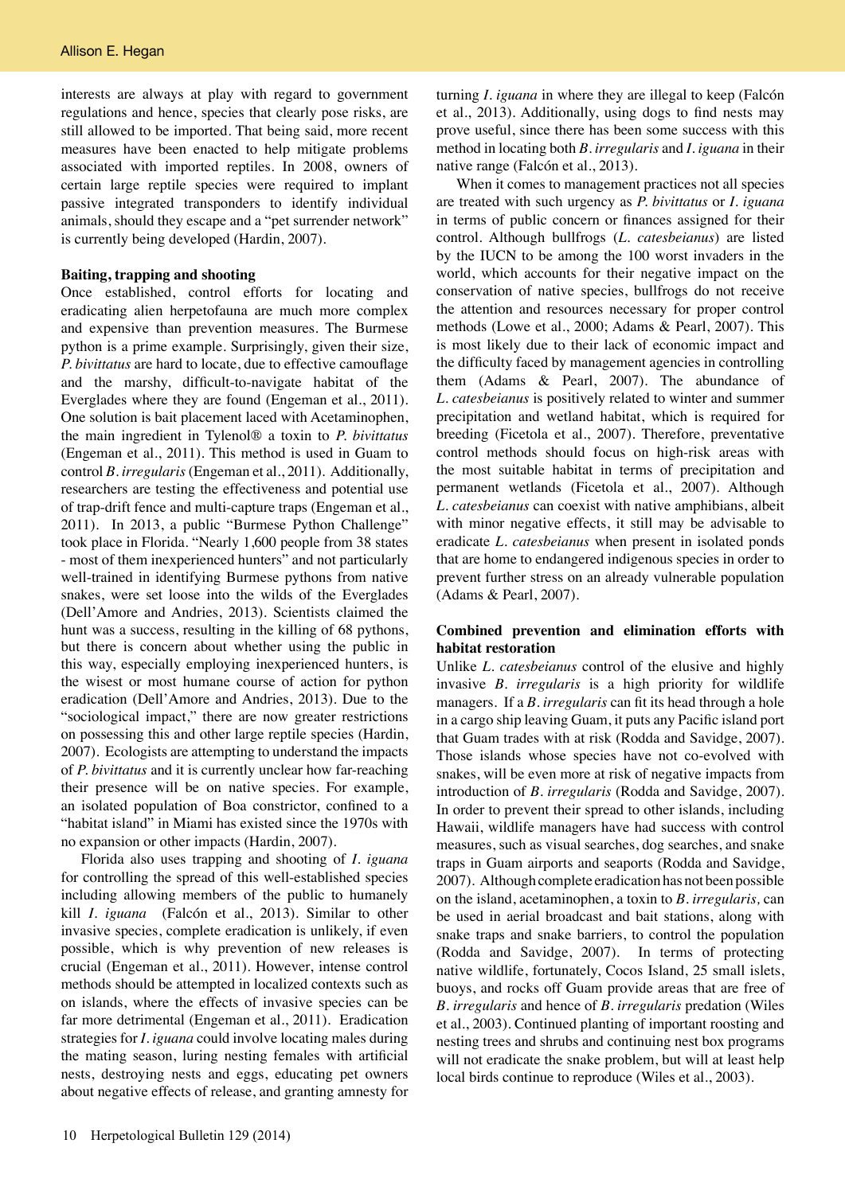interests are always at play with regard to government regulations and hence, species that clearly pose risks, are still allowed to be imported. That being said, more recent measures have been enacted to help mitigate problems associated with imported reptiles. In 2008, owners of certain large reptile species were required to implant passive integrated transponders to identify individual animals, should they escape and a "pet surrender network" is currently being developed (Hardin, 2007).

**Baiting, trapping and shooting**

Once established, control efforts for locating and eradicating alien herpetofauna are much more complex and expensive than prevention measures. The Burmese python is a prime example. Surprisingly, given their size, *P. bivittatus* are hard to locate, due to effective camouflage and the marshy, difficult-to-navigate habitat of the Everglades where they are found (Engeman et al., 2011). One solution is bait placement laced with Acetaminophen, the main ingredient in Tylenol® a toxin to *P. bivittatus* (Engeman et al., 2011). This method is used in Guam to control *B. irregularis* (Engeman et al., 2011). Additionally, researchers are testing the effectiveness and potential use of trap-drift fence and multi-capture traps (Engeman et al., 2011). In 2013, a public "Burmese Python Challenge" took place in Florida. "Nearly 1,600 people from 38 states - most of them inexperienced hunters" and not particularly well-trained in identifying Burmese pythons from native snakes, were set loose into the wilds of the Everglades (Dell'Amore and Andries, 2013). Scientists claimed the hunt was a success, resulting in the killing of 68 pythons, but there is concern about whether using the public in this way, especially employing inexperienced hunters, is the wisest or most humane course of action for python eradication (Dell'Amore and Andries, 2013). Due to the "sociological impact," there are now greater restrictions on possessing this and other large reptile species (Hardin, 2007). Ecologists are attempting to understand the impacts of *P. bivittatus* and it is currently unclear how far-reaching their presence will be on native species. For example, an isolated population of Boa constrictor, confined to a "habitat island" in Miami has existed since the 1970s with no expansion or other impacts (Hardin, 2007).

Florida also uses trapping and shooting of *I. iguana* for controlling the spread of this well-established species including allowing members of the public to humanely kill *I. iguana* (Falcón et al., 2013). Similar to other invasive species, complete eradication is unlikely, if even possible, which is why prevention of new releases is crucial (Engeman et al., 2011). However, intense control methods should be attempted in localized contexts such as on islands, where the effects of invasive species can be far more detrimental (Engeman et al., 2011). Eradication strategies for *I. iguana* could involve locating males during the mating season, luring nesting females with artificial nests, destroying nests and eggs, educating pet owners about negative effects of release, and granting amnesty for turning *I. iguana* in where they are illegal to keep (Falcón et al., 2013). Additionally, using dogs to find nests may prove useful, since there has been some success with this method in locating both *B. irregularis* and *I. iguana* in their native range (Falcón et al., 2013).

When it comes to management practices not all species are treated with such urgency as *P. bivittatus* or *I. iguana* in terms of public concern or finances assigned for their control. Although bullfrogs (*L. catesbeianus*) are listed by the IUCN to be among the 100 worst invaders in the world, which accounts for their negative impact on the conservation of native species, bullfrogs do not receive the attention and resources necessary for proper control methods (Lowe et al., 2000; Adams & Pearl, 2007). This is most likely due to their lack of economic impact and the difficulty faced by management agencies in controlling them (Adams & Pearl, 2007). The abundance of *L. catesbeianus* is positively related to winter and summer precipitation and wetland habitat, which is required for breeding (Ficetola et al., 2007). Therefore, preventative control methods should focus on high-risk areas with the most suitable habitat in terms of precipitation and permanent wetlands (Ficetola et al., 2007). Although *L. catesbeianus* can coexist with native amphibians, albeit with minor negative effects, it still may be advisable to eradicate *L. catesbeianus* when present in isolated ponds that are home to endangered indigenous species in order to prevent further stress on an already vulnerable population (Adams & Pearl, 2007).

**Combined prevention and elimination efforts with habitat restoration**

Unlike *L. catesbeianus* control of the elusive and highly invasive *B. irregularis* is a high priority for wildlife managers. If a *B. irregularis* can fit its head through a hole in a cargo ship leaving Guam, it puts any Pacific island port that Guam trades with at risk (Rodda and Savidge, 2007). Those islands whose species have not co-evolved with snakes, will be even more at risk of negative impacts from introduction of *B. irregularis* (Rodda and Savidge, 2007). In order to prevent their spread to other islands, including Hawaii, wildlife managers have had success with control measures, such as visual searches, dog searches, and snake traps in Guam airports and seaports (Rodda and Savidge, 2007). Although complete eradication has not been possible on the island, acetaminophen, a toxin to *B. irregularis,* can be used in aerial broadcast and bait stations, along with snake traps and snake barriers, to control the population (Rodda and Savidge, 2007). In terms of protecting native wildlife, fortunately, Cocos Island, 25 small islets, buoys, and rocks off Guam provide areas that are free of *B. irregularis* and hence of *B. irregularis* predation (Wiles et al., 2003). Continued planting of important roosting and nesting trees and shrubs and continuing nest box programs will not eradicate the snake problem, but will at least help local birds continue to reproduce (Wiles et al., 2003).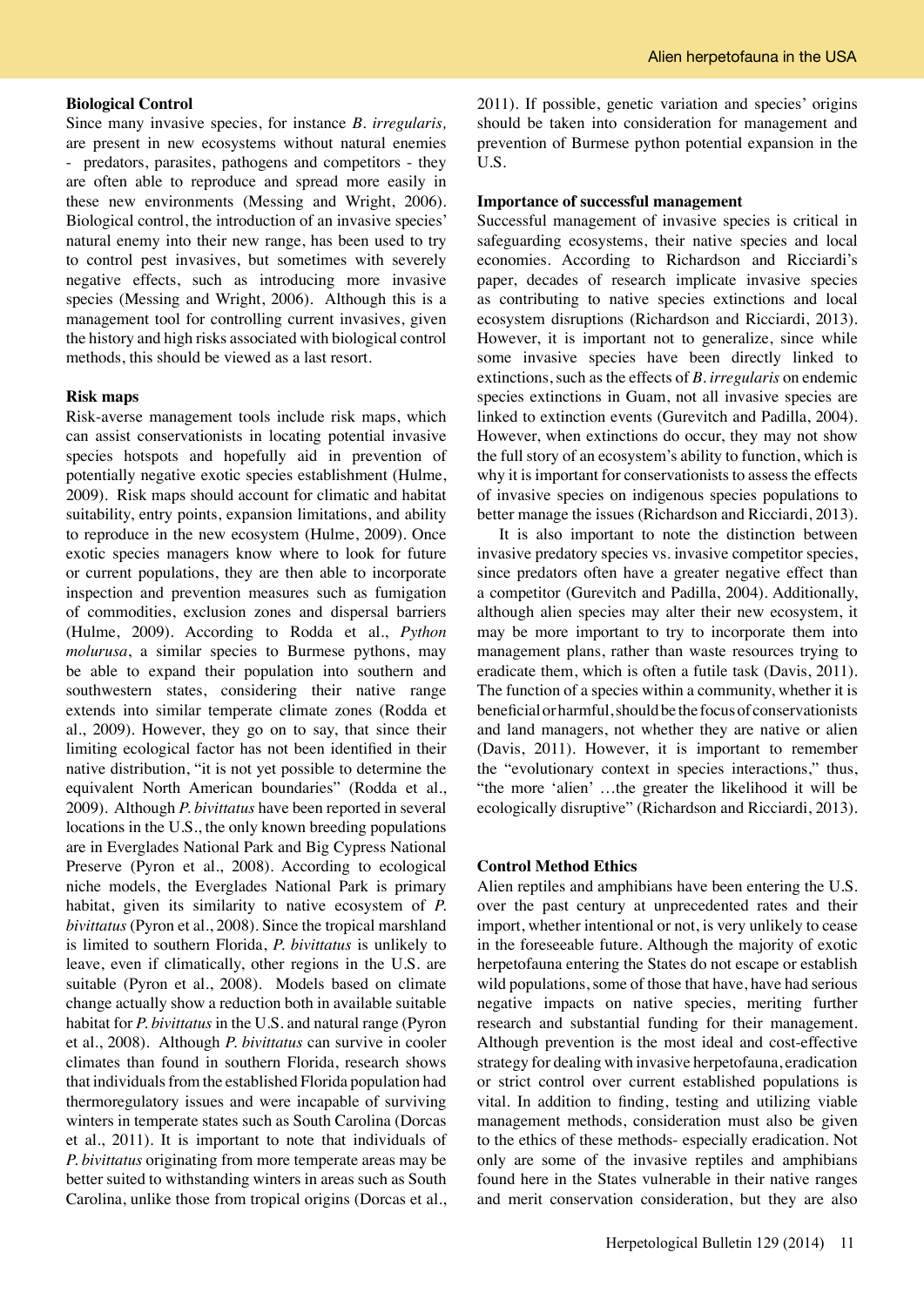### Biological Control

Since many invasive species, for instance *B. irregularis,* are present in new ecosystems without natural enemies - predators, parasites, pathogens and competitors - they are often able to reproduce and spread more easily in these new environments (Messing and Wright, 2006). Biological control, the introduction of an invasive species' natural enemy into their new range, has been used to try to control pest invasives, but sometimes with severely negative effects, such as introducing more invasive species (Messing and Wright, 2006). Although this is a management tool for controlling current invasives, given the history and high risks associated with biological control methods, this should be viewed as a last resort.

### Risk maps

Risk-averse management tools include risk maps, which can assist conservationists in locating potential invasive species hotspots and hopefully aid in prevention of potentially negative exotic species establishment (Hulme, 2009). Risk maps should account for climatic and habitat suitability, entry points, expansion limitations, and ability to reproduce in the new ecosystem (Hulme, 2009). Once exotic species managers know where to look for future or current populations, they are then able to incorporate inspection and prevention measures such as fumigation of commodities, exclusion zones and dispersal barriers (Hulme, 2009). According to Rodda et al., *Python molurusa*, a similar species to Burmese pythons, may be able to expand their population into southern and southwestern states, considering their native range extends into similar temperate climate zones (Rodda et al., 2009). However, they go on to say, that since their limiting ecological factor has not been identified in their native distribution, "it is not yet possible to determine the equivalent North American boundaries" (Rodda et al., 2009). Although *P. bivittatus* have been reported in several locations in the U.S., the only known breeding populations are in Everglades National Park and Big Cypress National Preserve (Pyron et al., 2008). According to ecological niche models, the Everglades National Park is primary habitat, given its similarity to native ecosystem of *P. bivittatus* (Pyron et al., 2008). Since the tropical marshland is limited to southern Florida, *P. bivittatus* is unlikely to leave, even if climatically, other regions in the U.S. are suitable (Pyron et al., 2008). Models based on climate change actually show a reduction both in available suitable habitat for *P. bivittatus* in the U.S. and natural range (Pyron et al., 2008). Although *P. bivittatus* can survive in cooler climates than found in southern Florida, research shows that individuals from the established Florida population had thermoregulatory issues and were incapable of surviving winters in temperate states such as South Carolina (Dorcas et al., 2011). It is important to note that individuals of *P. bivittatus* originating from more temperate areas may be better suited to withstanding winters in areas such as South Carolina, unlike those from tropical origins (Dorcas et al., 2011). If possible, genetic variation and species' origins should be taken into consideration for management and prevention of Burmese python potential expansion in the U.S.

### Importance of successful management

Successful management of invasive species is critical in safeguarding ecosystems, their native species and local economies. According to Richardson and Ricciardi's paper, decades of research implicate invasive species as contributing to native species extinctions and local ecosystem disruptions (Richardson and Ricciardi, 2013). However, it is important not to generalize, since while some invasive species have been directly linked to extinctions, such as the effects of *B. irregularis* on endemic species extinctions in Guam, not all invasive species are linked to extinction events (Gurevitch and Padilla, 2004). However, when extinctions do occur, they may not show the full story of an ecosystem's ability to function, which is why it is important for conservationists to assess the effects of invasive species on indigenous species populations to better manage the issues (Richardson and Ricciardi, 2013).

It is also important to note the distinction between invasive predatory species vs. invasive competitor species, since predators often have a greater negative effect than a competitor (Gurevitch and Padilla, 2004). Additionally, although alien species may alter their new ecosystem, it may be more important to try to incorporate them into management plans, rather than waste resources trying to eradicate them, which is often a futile task (Davis, 2011). The function of a species within a community, whether it is beneficial or harmful, should be the focus of conservationists and land managers, not whether they are native or alien (Davis, 2011). However, it is important to remember the "evolutionary context in species interactions," thus, "the more 'alien' …the greater the likelihood it will be ecologically disruptive" (Richardson and Ricciardi, 2013).

### Control Method Ethics

Alien reptiles and amphibians have been entering the U.S. over the past century at unprecedented rates and their import, whether intentional or not, is very unlikely to cease in the foreseeable future. Although the majority of exotic herpetofauna entering the States do not escape or establish wild populations, some of those that have, have had serious negative impacts on native species, meriting further research and substantial funding for their management. Although prevention is the most ideal and cost-effective strategy for dealing with invasive herpetofauna, eradication or strict control over current established populations is vital. In addition to finding, testing and utilizing viable management methods, consideration must also be given to the ethics of these methods- especially eradication. Not only are some of the invasive reptiles and amphibians found here in the States vulnerable in their native ranges and merit conservation consideration, but they are also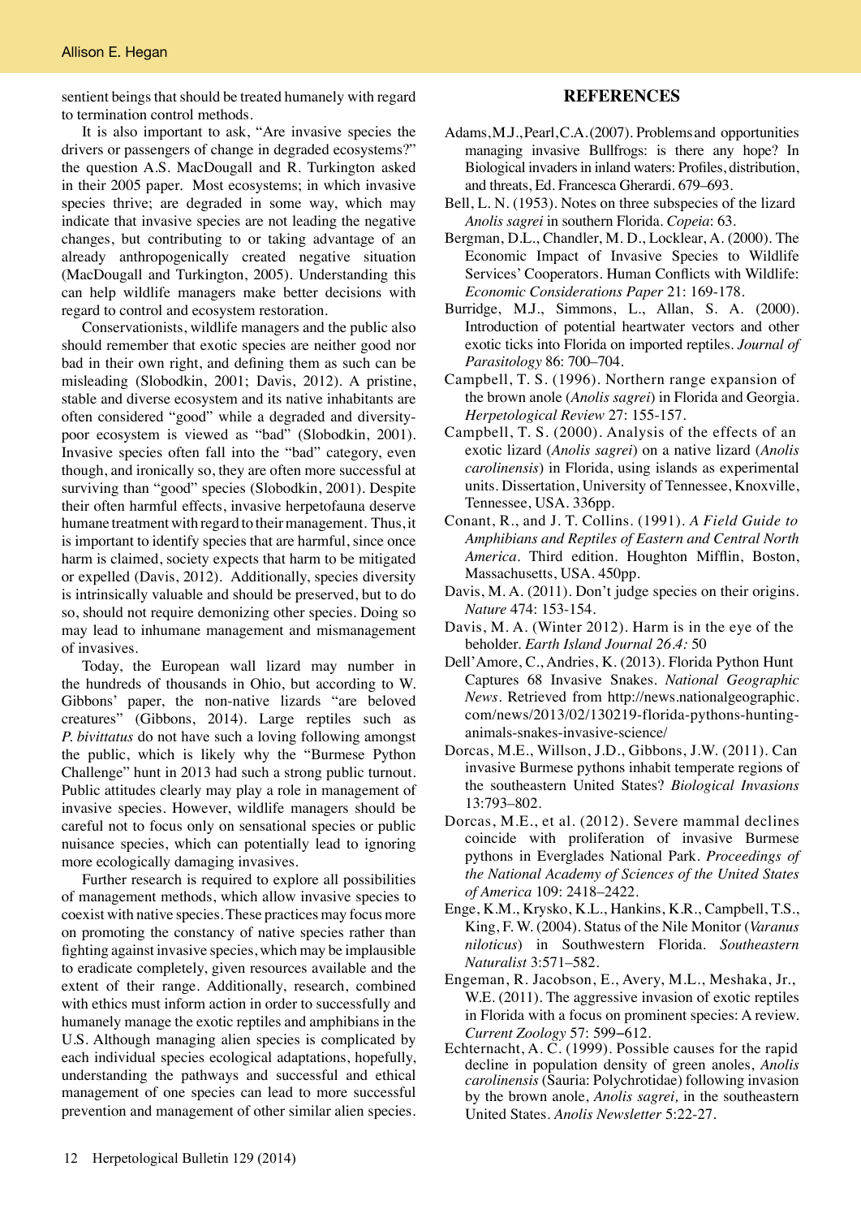sentient beings that should be treated humanely with regard to termination control methods.

It is also important to ask, "Are invasive species the drivers or passengers of change in degraded ecosystems?" the question A.S. MacDougall and R. Turkington asked in their 2005 paper. Most ecosystems; in which invasive species thrive; are degraded in some way, which may indicate that invasive species are not leading the negative changes, but contributing to or taking advantage of an already anthropogenically created negative situation (MacDougall and Turkington, 2005). Understanding this can help wildlife managers make better decisions with regard to control and ecosystem restoration.

Conservationists, wildlife managers and the public also should remember that exotic species are neither good nor bad in their own right, and defining them as such can be misleading (Slobodkin, 2001; Davis, 2012). A pristine, stable and diverse ecosystem and its native inhabitants are often considered "good" while a degraded and diversity-poor ecosystem is viewed as "bad" (Slobodkin, 2001). Invasive species often fall into the "bad" category, even though, and ironically so, they are often more successful at surviving than "good" species (Slobodkin, 2001). Despite their often harmful effects, invasive herpetofauna deserve humane treatment with regard to their management. Thus, it is important to identify species that are harmful, since once harm is claimed, society expects that harm to be mitigated or expelled (Davis, 2012). Additionally, species diversity is intrinsically valuable and should be preserved, but to do so, should not require demonizing other species. Doing so may lead to inhumane management and mismanagement of invasives.

Today, the European wall lizard may number in the hundreds of thousands in Ohio, but according to W. Gibbons' paper, the non-native lizards "are beloved creatures" (Gibbons, 2014). Large reptiles such as *P. bivittatus* do not have such a loving following amongst the public, which is likely why the "Burmese Python Challenge" hunt in 2013 had such a strong public turnout. Public attitudes clearly may play a role in management of invasive species. However, wildlife managers should be careful not to focus only on sensational species or public nuisance species, which can potentially lead to ignoring more ecologically damaging invasives.

Further research is required to explore all possibilities of management methods, which allow invasive species to coexist with native species. These practices may focus more on promoting the constancy of native species rather than fighting against invasive species, which may be implausible to eradicate completely, given resources available and the extent of their range. Additionally, research, combined with ethics must inform action in order to successfully and humanely manage the exotic reptiles and amphibians in the U.S. Although managing alien species is complicated by each individual species ecological adaptations, hopefully, understanding the pathways and successful and ethical management of one species can lead to more successful prevention and management of other similar alien species.

## REFERENCES

Adams, M.J., Pearl, C.A. (2007). Problems and opportunities managing invasive Bullfrogs: is there any hope? In Biological invaders in inland waters: Profiles, distribution, and threats, Ed. Francesca Gherardi. 679–693.

Bell, L. N. (1953). Notes on three subspecies of the lizard *Anolis sagrei* in southern Florida. *Copeia*: 63.

Bergman, D.L., Chandler, M. D., Locklear, A. (2000). The Economic Impact of Invasive Species to Wildlife Services' Cooperators. Human Conflicts with Wildlife: *Economic Considerations Paper* 21: 169-178.

Burridge, M.J., Simmons, L., Allan, S. A. (2000). Introduction of potential heartwater vectors and other exotic ticks into Florida on imported reptiles. *Journal of Parasitology* 86: 700–704.

Campbell, T. S. (1996). Northern range expansion of the brown anole (*Anolis sagrei*) in Florida and Georgia. *Herpetological Review* 27: 155-157.

Campbell, T. S. (2000). Analysis of the effects of an exotic lizard (*Anolis sagrei*) on a native lizard (*Anolis carolinensis*) in Florida, using islands as experimental units. Dissertation, University of Tennessee, Knoxville, Tennessee, USA. 336pp.

Conant, R., and J. T. Collins. (1991). *A Field Guide to Amphibians and Reptiles of Eastern and Central North America*. Third edition. Houghton Mifflin, Boston, Massachusetts, USA. 450pp.

Davis, M. A. (2011). Don't judge species on their origins. *Nature* 474: 153-154.

Davis, M. A. (Winter 2012). Harm is in the eye of the beholder. *Earth Island Journal 26.4:* 50

Dell'Amore, C., Andries, K. (2013). Florida Python Hunt Captures 68 Invasive Snakes. *National Geographic News*. Retrieved from http://news.nationalgeographic.com/news/2013/02/130219-florida-pythons-hunting-animals-snakes-invasive-science/

Dorcas, M.E., Willson, J.D., Gibbons, J.W. (2011). Can invasive Burmese pythons inhabit temperate regions of the southeastern United States? *Biological Invasions* 13:793–802.

Dorcas, M.E., et al. (2012). Severe mammal declines coincide with proliferation of invasive Burmese pythons in Everglades National Park. *Proceedings of the National Academy of Sciences of the United States of America* 109: 2418–2422.

Enge, K.M., Krysko, K.L., Hankins, K.R., Campbell, T.S., King, F. W. (2004). Status of the Nile Monitor (*Varanus niloticus*) in Southwestern Florida. *Southeastern Naturalist* 3:571–582.

Engeman, R. Jacobson, E., Avery, M.L., Meshaka, Jr., W.E. (2011). The aggressive invasion of exotic reptiles in Florida with a focus on prominent species: A review. *Current Zoology* 57: 599–612.

Echternacht, A. C. (1999). Possible causes for the rapid decline in population density of green anoles, *Anolis carolinensis* (Sauria: Polychrotidae) following invasion by the brown anole, *Anolis sagrei,* in the southeastern United States. *Anolis Newsletter* 5:22-27.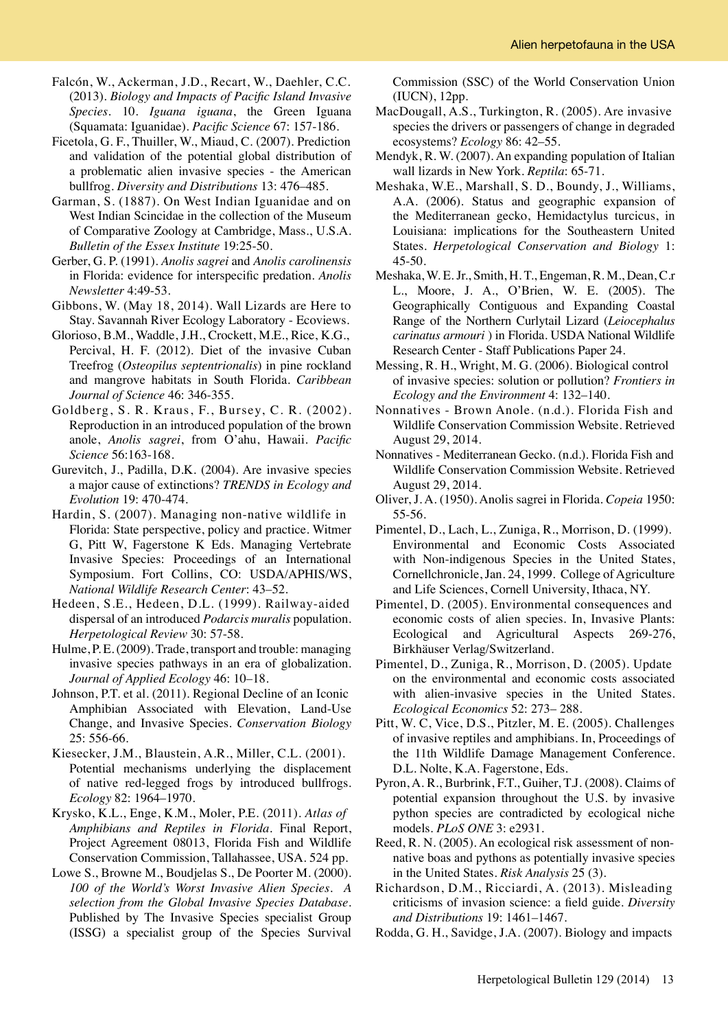Falcón, W., Ackerman, J.D., Recart, W., Daehler, C.C. (2013). *Biology and Impacts of Pacific Island Invasive Species*. 10. *Iguana iguana*, the Green Iguana (Squamata: Iguanidae). *Pacific Science* 67: 157-186.

Ficetola, G. F., Thuiller, W., Miaud, C. (2007). Prediction and validation of the potential global distribution of a problematic alien invasive species - the American bullfrog. *Diversity and Distributions* 13: 476–485.

Garman, S. (1887). On West Indian Iguanidae and on West Indian Scincidae in the collection of the Museum of Comparative Zoology at Cambridge, Mass., U.S.A. *Bulletin of the Essex Institute* 19:25-50.

Gerber, G. P. (1991). *Anolis sagrei* and *Anolis carolinensis* in Florida: evidence for interspecific predation. *Anolis Newsletter* 4:49-53.

Gibbons, W. (May 18, 2014). Wall Lizards are Here to Stay. Savannah River Ecology Laboratory - Ecoviews.

Glorioso, B.M., Waddle, J.H., Crockett, M.E., Rice, K.G., Percival, H. F. (2012). Diet of the invasive Cuban Treefrog (*Osteopilus septentrionalis*) in pine rockland and mangrove habitats in South Florida. *Caribbean Journal of Science* 46: 346-355.

Goldberg, S. R. Kraus, F., Bursey, C. R. (2002). Reproduction in an introduced population of the brown anole, *Anolis sagrei*, from O'ahu, Hawaii. *Pacific Science* 56:163-168.

Gurevitch, J., Padilla, D.K. (2004). Are invasive species a major cause of extinctions? *TRENDS in Ecology and Evolution* 19: 470-474.

Hardin, S. (2007). Managing non-native wildlife in Florida: State perspective, policy and practice. Witmer G, Pitt W, Fagerstone K Eds. Managing Vertebrate Invasive Species: Proceedings of an International Symposium. Fort Collins, CO: USDA/APHIS/WS, *National Wildlife Research Center*: 43–52.

Hedeen, S.E., Hedeen, D.L. (1999). Railway-aided dispersal of an introduced *Podarcis muralis* population. *Herpetological Review* 30: 57-58.

Hulme, P. E. (2009). Trade, transport and trouble: managing invasive species pathways in an era of globalization. *Journal of Applied Ecology* 46: 10–18.

Johnson, P.T. et al. (2011). Regional Decline of an Iconic Amphibian Associated with Elevation, Land-Use Change, and Invasive Species. *Conservation Biology* 25: 556-66.

Kiesecker, J.M., Blaustein, A.R., Miller, C.L. (2001). Potential mechanisms underlying the displacement of native red-legged frogs by introduced bullfrogs. *Ecology* 82: 1964–1970.

Krysko, K.L., Enge, K.M., Moler, P.E. (2011). *Atlas of Amphibians and Reptiles in Florida*. Final Report, Project Agreement 08013, Florida Fish and Wildlife Conservation Commission, Tallahassee, USA. 524 pp.

Lowe S., Browne M., Boudjelas S., De Poorter M. (2000). *100 of the World's Worst Invasive Alien Species. A selection from the Global Invasive Species Database*. Published by The Invasive Species specialist Group (ISSG) a specialist group of the Species Survival Commission (SSC) of the World Conservation Union (IUCN), 12pp.

MacDougall, A.S., Turkington, R. (2005). Are invasive species the drivers or passengers of change in degraded ecosystems? *Ecology* 86: 42–55.

Mendyk, R. W. (2007). An expanding population of Italian wall lizards in New York. *Reptila*: 65-71.

Meshaka, W.E., Marshall, S. D., Boundy, J., Williams, A.A. (2006). Status and geographic expansion of the Mediterranean gecko, Hemidactylus turcicus, in Louisiana: implications for the Southeastern United States. *Herpetological Conservation and Biology* 1: 45-50.

Meshaka, W. E. Jr., Smith, H. T., Engeman, R. M., Dean, C.r L., Moore, J. A., O'Brien, W. E. (2005). The Geographically Contiguous and Expanding Coastal Range of the Northern Curlytail Lizard (*Leiocephalus carinatus armouri* ) in Florida. USDA National Wildlife Research Center - Staff Publications Paper 24.

Messing, R. H., Wright, M. G. (2006). Biological control of invasive species: solution or pollution? *Frontiers in Ecology and the Environment* 4: 132–140.

Nonnatives - Brown Anole. (n.d.). Florida Fish and Wildlife Conservation Commission Website. Retrieved August 29, 2014.

Nonnatives - Mediterranean Gecko. (n.d.). Florida Fish and Wildlife Conservation Commission Website. Retrieved August 29, 2014.

Oliver, J. A. (1950). Anolis sagrei in Florida. *Copeia* 1950: 55-56.

Pimentel, D., Lach, L., Zuniga, R., Morrison, D. (1999). Environmental and Economic Costs Associated with Non-indigenous Species in the United States, Cornellchronicle, Jan. 24, 1999. College of Agriculture and Life Sciences, Cornell University, Ithaca, NY.

Pimentel, D. (2005). Environmental consequences and economic costs of alien species. In, Invasive Plants: Ecological and Agricultural Aspects 269-276, Birkhäuser Verlag/Switzerland.

Pimentel, D., Zuniga, R., Morrison, D. (2005). Update on the environmental and economic costs associated with alien-invasive species in the United States. *Ecological Economics* 52: 273– 288.

Pitt, W. C, Vice, D.S., Pitzler, M. E. (2005). Challenges of invasive reptiles and amphibians. In, Proceedings of the 11th Wildlife Damage Management Conference. D.L. Nolte, K.A. Fagerstone, Eds.

Pyron, A. R., Burbrink, F.T., Guiher, T.J. (2008). Claims of potential expansion throughout the U.S. by invasive python species are contradicted by ecological niche models. *PLoS ONE* 3: e2931.

Reed, R. N. (2005). An ecological risk assessment of non-native boas and pythons as potentially invasive species in the United States. *Risk Analysis* 25 (3).

Richardson, D.M., Ricciardi, A. (2013). Misleading criticisms of invasion science: a field guide. *Diversity and Distributions* 19: 1461–1467.

Rodda, G. H., Savidge, J.A. (2007). Biology and impacts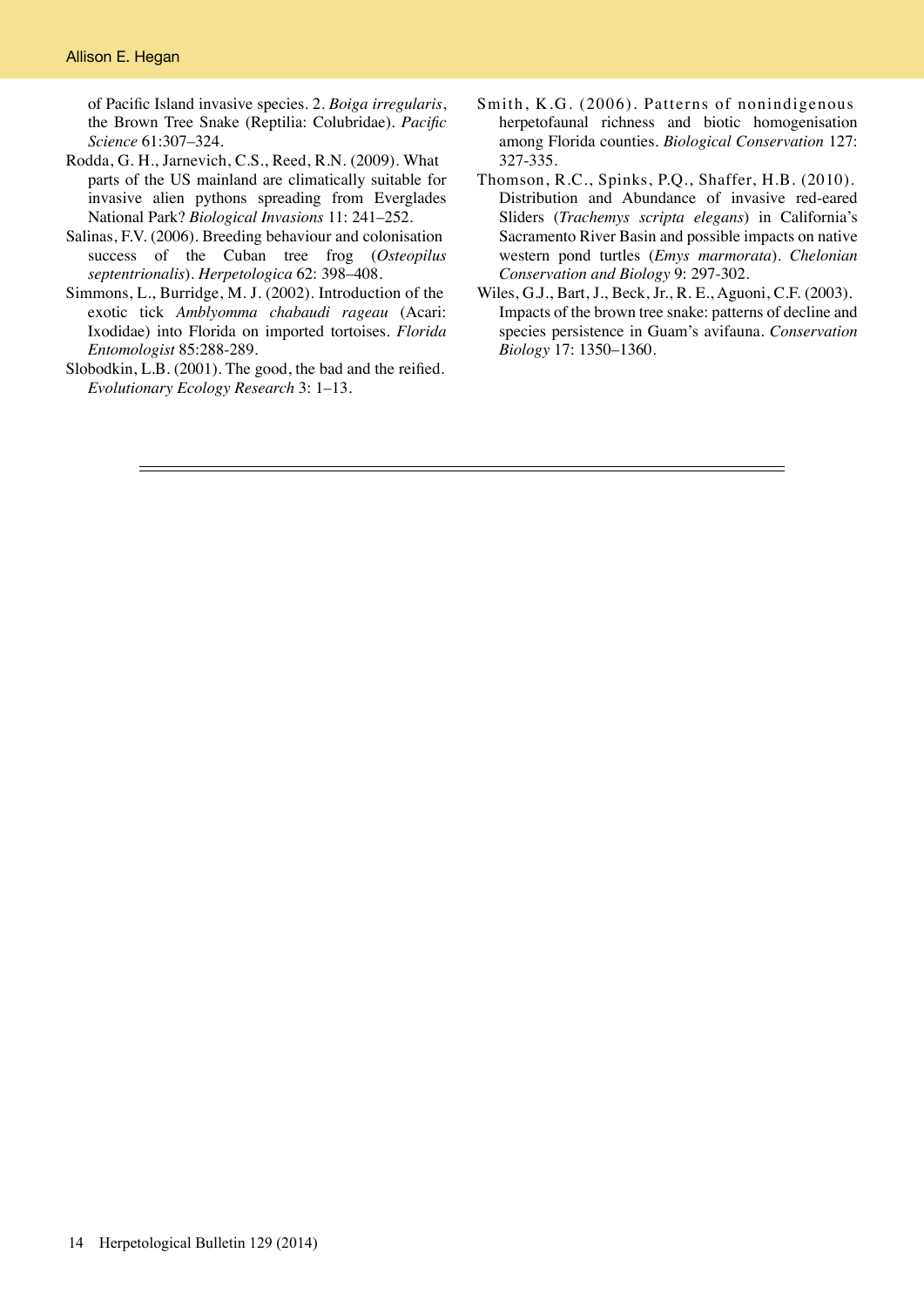of Pacific Island invasive species. 2. *Boiga irregularis*, the Brown Tree Snake (Reptilia: Colubridae). *Pacific Science* 61:307–324.

Rodda, G. H., Jarnevich, C.S., Reed, R.N. (2009). What parts of the US mainland are climatically suitable for invasive alien pythons spreading from Everglades National Park? *Biological Invasions* 11: 241–252.

Salinas, F.V. (2006). Breeding behaviour and colonisation success of the Cuban tree frog (*Osteopilus septentrionalis*). *Herpetologica* 62: 398–408.

Simmons, L., Burridge, M. J. (2002). Introduction of the exotic tick *Amblyomma chabaudi rageau* (Acari: Ixodidae) into Florida on imported tortoises. *Florida Entomologist* 85:288-289.

Slobodkin, L.B. (2001). The good, the bad and the reified. *Evolutionary Ecology Research* 3: 1–13.

Smith, K.G. (2006). Patterns of nonindigenous herpetofaunal richness and biotic homogenisation among Florida counties. *Biological Conservation* 127: 327-335.

Thomson, R.C., Spinks, P.Q., Shaffer, H.B. (2010). Distribution and Abundance of invasive red-eared Sliders (*Trachemys scripta elegans*) in California's Sacramento River Basin and possible impacts on native western pond turtles (*Emys marmorata*). *Chelonian Conservation and Biology* 9: 297-302.

Wiles, G.J., Bart, J., Beck, Jr., R. E., Aguoni, C.F. (2003). Impacts of the brown tree snake: patterns of decline and species persistence in Guam's avifauna. *Conservation Biology* 17: 1350–1360.